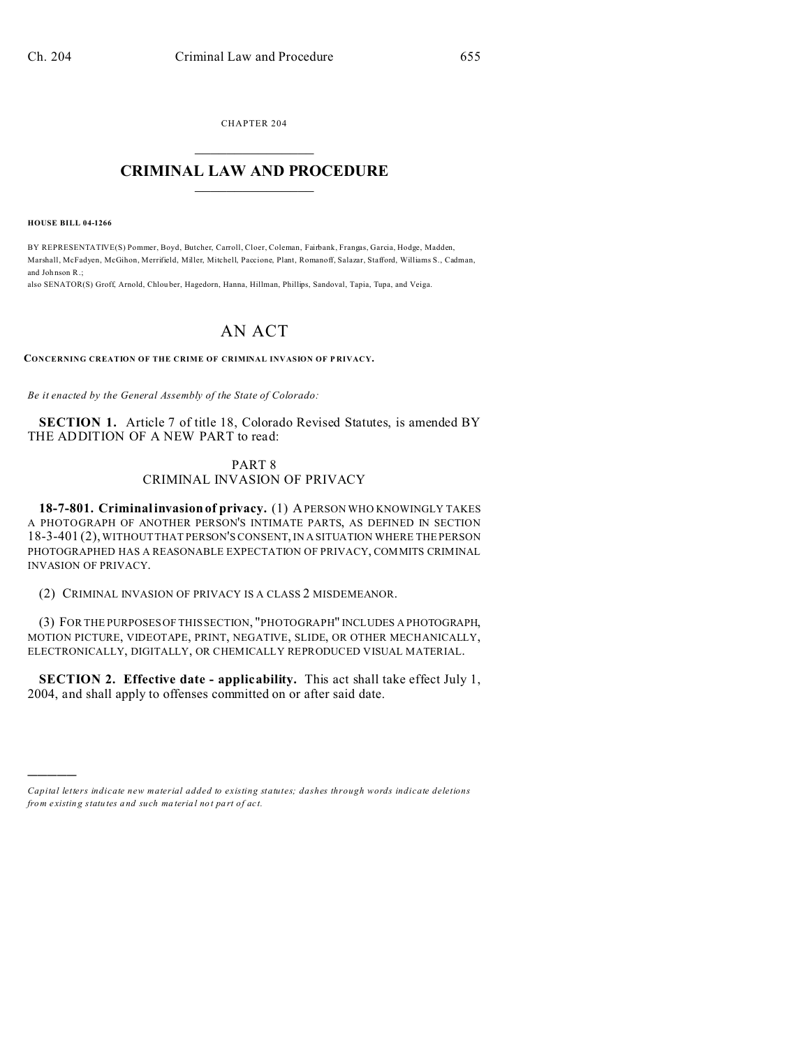CHAPTER 204

# CRIMINAL LAW AND PROCEDURE

**HOUSE BILL 04-1266**

BY REPRESENTATIVE(S) Pommer, Boyd, Butcher, Carroll, Cloer, Coleman, Fairbank, Frangas, Garcia, Hodge, Madden, Marshall, McFadyen, McGihon, Merrifield, Miller, Mitchell, Paccione, Plant, Romanoff, Salazar, Stafford, Williams S., Cadman, and Johnson R.;
also SENATOR(S) Groff, Arnold, Chlouber, Hagedorn, Hanna, Hillman, Phillips, Sandoval, Tapia, Tupa, and Veiga.

# AN ACT

**CONCERNING CREATION OF THE CRIME OF CRIMINAL INVASION OF PRIVACY.**

*Be it enacted by the General Assembly of the State of Colorado:*

**SECTION 1.** Article 7 of title 18, Colorado Revised Statutes, is amended BY THE ADDITION OF A NEW PART to read:

PART 8
CRIMINAL INVASION OF PRIVACY

**18-7-801. Criminal invasion of privacy.** (1) A PERSON WHO KNOWINGLY TAKES A PHOTOGRAPH OF ANOTHER PERSON'S INTIMATE PARTS, AS DEFINED IN SECTION 18-3-401 (2), WITHOUT THAT PERSON'S CONSENT, IN A SITUATION WHERE THE PERSON PHOTOGRAPHED HAS A REASONABLE EXPECTATION OF PRIVACY, COMMITS CRIMINAL INVASION OF PRIVACY.

(2) CRIMINAL INVASION OF PRIVACY IS A CLASS 2 MISDEMEANOR.

(3) FOR THE PURPOSES OF THIS SECTION, "PHOTOGRAPH" INCLUDES A PHOTOGRAPH, MOTION PICTURE, VIDEOTAPE, PRINT, NEGATIVE, SLIDE, OR OTHER MECHANICALLY, ELECTRONICALLY, DIGITALLY, OR CHEMICALLY REPRODUCED VISUAL MATERIAL.

**SECTION 2. Effective date - applicability.** This act shall take effect July 1, 2004, and shall apply to offenses committed on or after said date.

---

*Capital letters indicate new material added to existing statutes; dashes through words indicate deletions from existing statutes and such material not part of act.*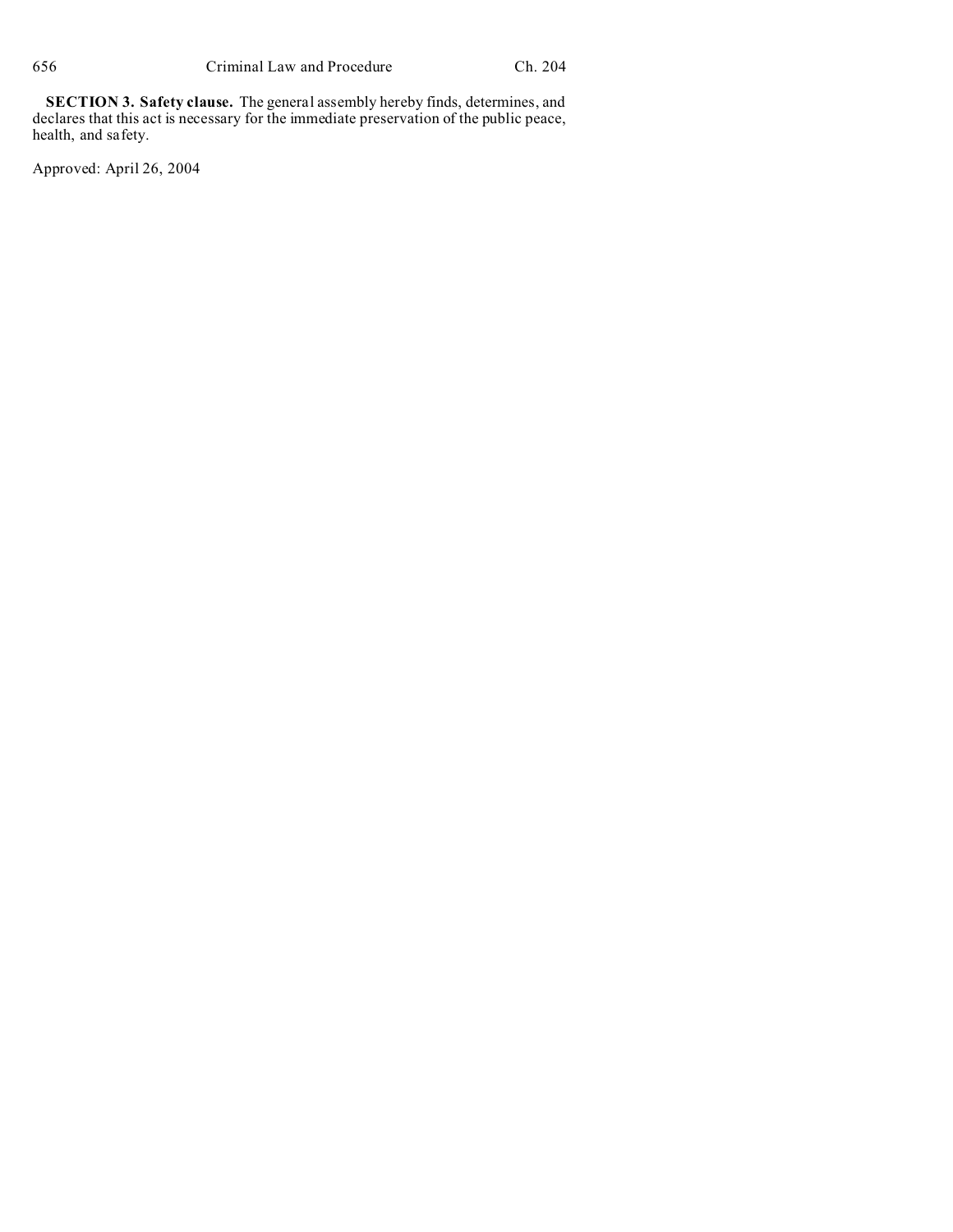**SECTION 3. Safety clause.** The general assembly hereby finds, determines, and declares that this act is necessary for the immediate preservation of the public peace, health, and safety.

Approved: April 26, 2004